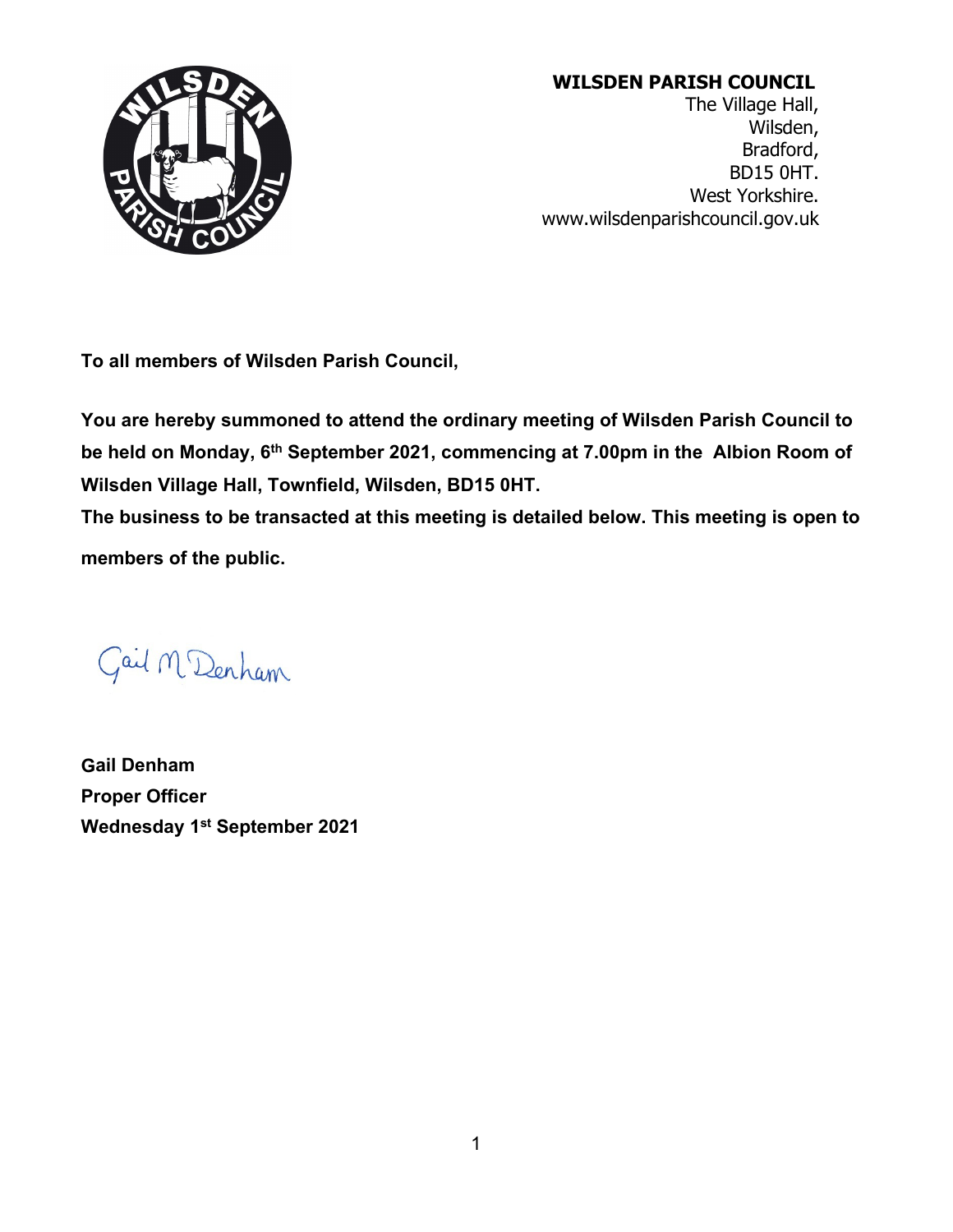**WILSDEN PARISH COUNCIL**
The Village Hall,
Wilsden,
Bradford,
BD15 0HT.
West Yorkshire.
www.wilsdenparishcouncil.gov.uk

**To all members of Wilsden Parish Council,**

**You are hereby summoned to attend the ordinary meeting of Wilsden Parish Council to be held on Monday, 6th September 2021, commencing at 7.00pm in the Albion Room of Wilsden Village Hall, Townfield, Wilsden, BD15 0HT.**

**The business to be transacted at this meeting is detailed below. This meeting is open to members of the public.**

Gail M Denham

**Gail Denham**
**Proper Officer**
**Wednesday 1st September 2021**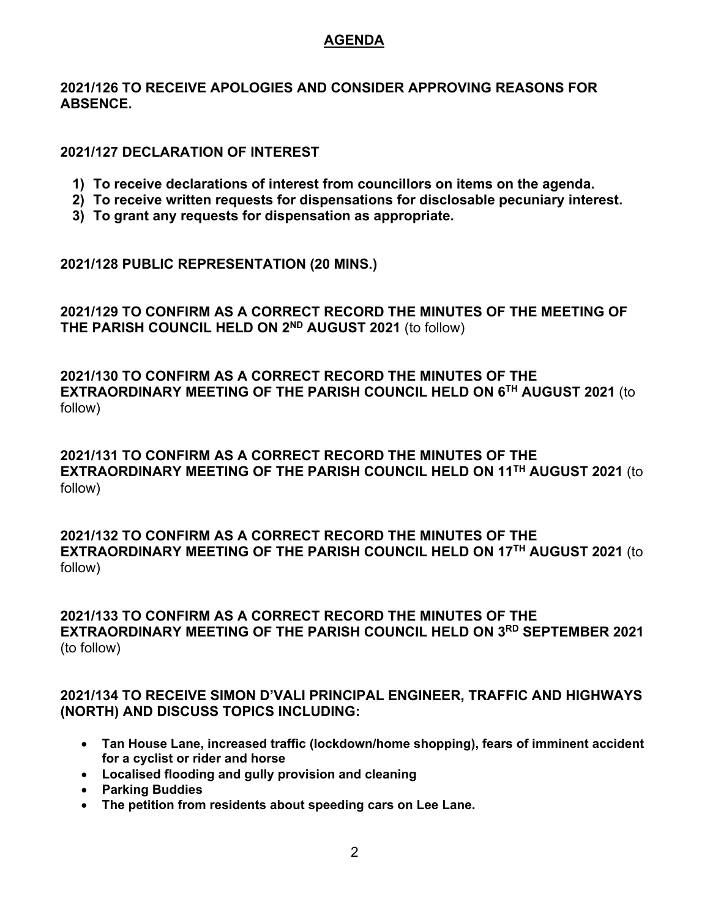# AGENDA

**2021/126 TO RECEIVE APOLOGIES AND CONSIDER APPROVING REASONS FOR ABSENCE.**

**2021/127 DECLARATION OF INTEREST**

1) **To receive declarations of interest from councillors on items on the agenda.**
2) **To receive written requests for dispensations for disclosable pecuniary interest.**
3) **To grant any requests for dispensation as appropriate.**

**2021/128 PUBLIC REPRESENTATION (20 MINS.)**

**2021/129 TO CONFIRM AS A CORRECT RECORD THE MINUTES OF THE MEETING OF THE PARISH COUNCIL HELD ON 2ND AUGUST 2021** (to follow)

**2021/130 TO CONFIRM AS A CORRECT RECORD THE MINUTES OF THE EXTRAORDINARY MEETING OF THE PARISH COUNCIL HELD ON 6TH AUGUST 2021** (to follow)

**2021/131 TO CONFIRM AS A CORRECT RECORD THE MINUTES OF THE EXTRAORDINARY MEETING OF THE PARISH COUNCIL HELD ON 11TH AUGUST 2021** (to follow)

**2021/132 TO CONFIRM AS A CORRECT RECORD THE MINUTES OF THE EXTRAORDINARY MEETING OF THE PARISH COUNCIL HELD ON 17TH AUGUST 2021** (to follow)

**2021/133 TO CONFIRM AS A CORRECT RECORD THE MINUTES OF THE EXTRAORDINARY MEETING OF THE PARISH COUNCIL HELD ON 3RD SEPTEMBER 2021** (to follow)

**2021/134 TO RECEIVE SIMON D'VALI PRINCIPAL ENGINEER, TRAFFIC AND HIGHWAYS (NORTH) AND DISCUSS TOPICS INCLUDING:**

- **Tan House Lane, increased traffic (lockdown/home shopping), fears of imminent accident for a cyclist or rider and horse**
- **Localised flooding and gully provision and cleaning**
- **Parking Buddies**
- **The petition from residents about speeding cars on Lee Lane.**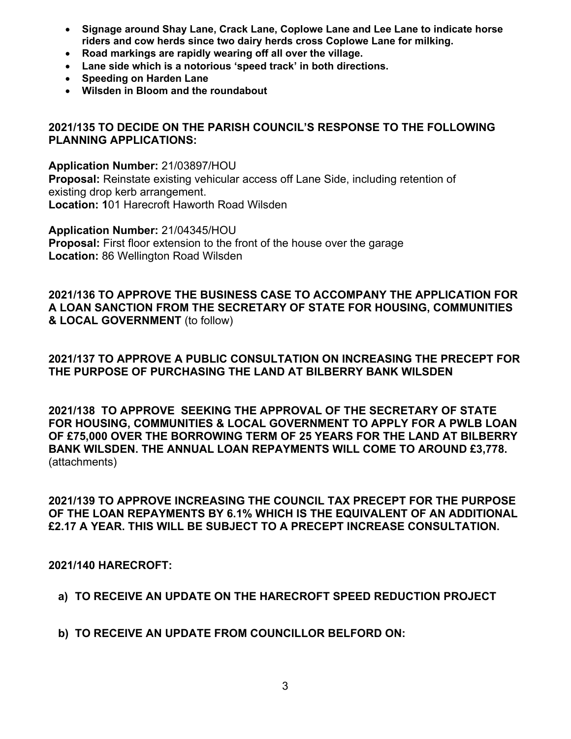- **Signage around Shay Lane, Crack Lane, Coplowe Lane and Lee Lane to indicate horse riders and cow herds since two dairy herds cross Coplowe Lane for milking.**
- **Road markings are rapidly wearing off all over the village.**
- **Lane side which is a notorious 'speed track' in both directions.**
- **Speeding on Harden Lane**
- **Wilsden in Bloom and the roundabout**

**2021/135 TO DECIDE ON THE PARISH COUNCIL'S RESPONSE TO THE FOLLOWING PLANNING APPLICATIONS:**

**Application Number:** 21/03897/HOU
**Proposal:** Reinstate existing vehicular access off Lane Side, including retention of existing drop kerb arrangement.
**Location: 1**01 Harecroft Haworth Road Wilsden

**Application Number:** 21/04345/HOU
**Proposal:** First floor extension to the front of the house over the garage
**Location:** 86 Wellington Road Wilsden

**2021/136 TO APPROVE THE BUSINESS CASE TO ACCOMPANY THE APPLICATION FOR A LOAN SANCTION FROM THE SECRETARY OF STATE FOR HOUSING, COMMUNITIES & LOCAL GOVERNMENT** (to follow)

**2021/137 TO APPROVE A PUBLIC CONSULTATION ON INCREASING THE PRECEPT FOR THE PURPOSE OF PURCHASING THE LAND AT BILBERRY BANK WILSDEN**

**2021/138 TO APPROVE SEEKING THE APPROVAL OF THE SECRETARY OF STATE FOR HOUSING, COMMUNITIES & LOCAL GOVERNMENT TO APPLY FOR A PWLB LOAN OF £75,000 OVER THE BORROWING TERM OF 25 YEARS FOR THE LAND AT BILBERRY BANK WILSDEN. THE ANNUAL LOAN REPAYMENTS WILL COME TO AROUND £3,778.** (attachments)

**2021/139 TO APPROVE INCREASING THE COUNCIL TAX PRECEPT FOR THE PURPOSE OF THE LOAN REPAYMENTS BY 6.1% WHICH IS THE EQUIVALENT OF AN ADDITIONAL £2.17 A YEAR. THIS WILL BE SUBJECT TO A PRECEPT INCREASE CONSULTATION.**

**2021/140 HARECROFT:**

a) **TO RECEIVE AN UPDATE ON THE HARECROFT SPEED REDUCTION PROJECT**

b) **TO RECEIVE AN UPDATE FROM COUNCILLOR BELFORD ON:**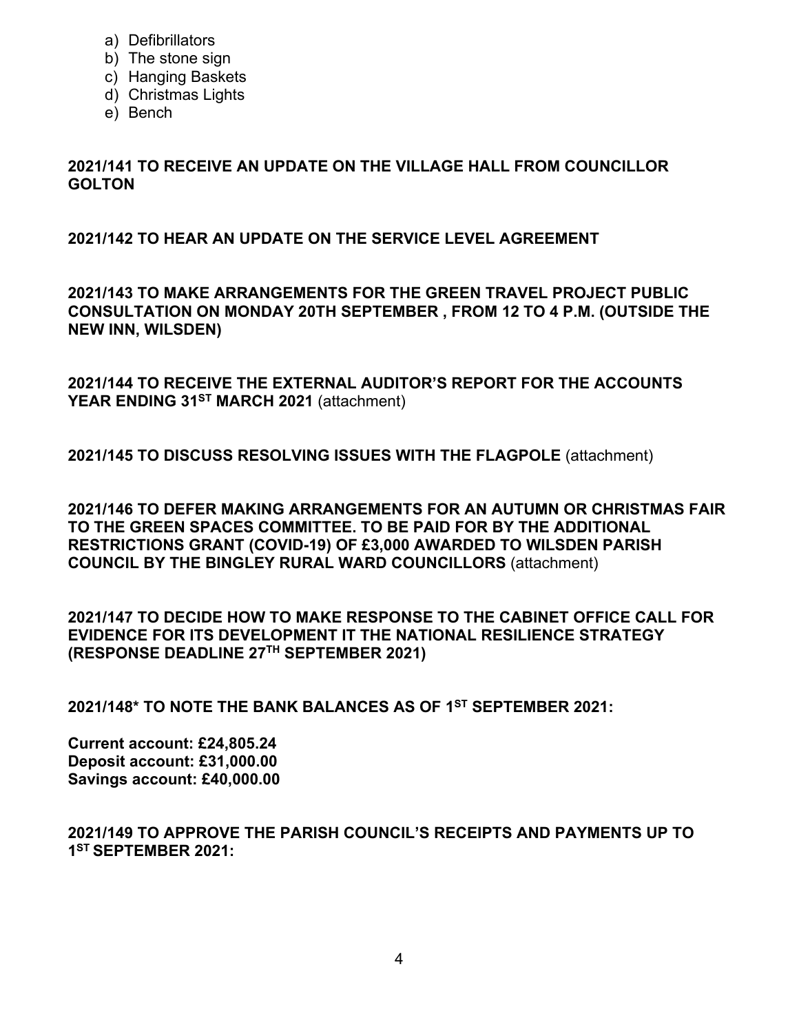a) Defibrillators
b) The stone sign
c) Hanging Baskets
d) Christmas Lights
e) Bench

**2021/141 TO RECEIVE AN UPDATE ON THE VILLAGE HALL FROM COUNCILLOR GOLTON**

**2021/142 TO HEAR AN UPDATE ON THE SERVICE LEVEL AGREEMENT**

**2021/143 TO MAKE ARRANGEMENTS FOR THE GREEN TRAVEL PROJECT PUBLIC CONSULTATION ON MONDAY 20TH SEPTEMBER , FROM 12 TO 4 P.M. (OUTSIDE THE NEW INN, WILSDEN)**

**2021/144 TO RECEIVE THE EXTERNAL AUDITOR'S REPORT FOR THE ACCOUNTS YEAR ENDING 31ST MARCH 2021** (attachment)

**2021/145 TO DISCUSS RESOLVING ISSUES WITH THE FLAGPOLE** (attachment)

**2021/146 TO DEFER MAKING ARRANGEMENTS FOR AN AUTUMN OR CHRISTMAS FAIR TO THE GREEN SPACES COMMITTEE. TO BE PAID FOR BY THE ADDITIONAL RESTRICTIONS GRANT (COVID-19) OF £3,000 AWARDED TO WILSDEN PARISH COUNCIL BY THE BINGLEY RURAL WARD COUNCILLORS** (attachment)

**2021/147 TO DECIDE HOW TO MAKE RESPONSE TO THE CABINET OFFICE CALL FOR EVIDENCE FOR ITS DEVELOPMENT IT THE NATIONAL RESILIENCE STRATEGY (RESPONSE DEADLINE 27TH SEPTEMBER 2021)**

**2021/148* TO NOTE THE BANK BALANCES AS OF 1ST SEPTEMBER 2021:**

**Current account: £24,805.24**
**Deposit account: £31,000.00**
**Savings account: £40,000.00**

**2021/149 TO APPROVE THE PARISH COUNCIL'S RECEIPTS AND PAYMENTS UP TO 1ST SEPTEMBER 2021:**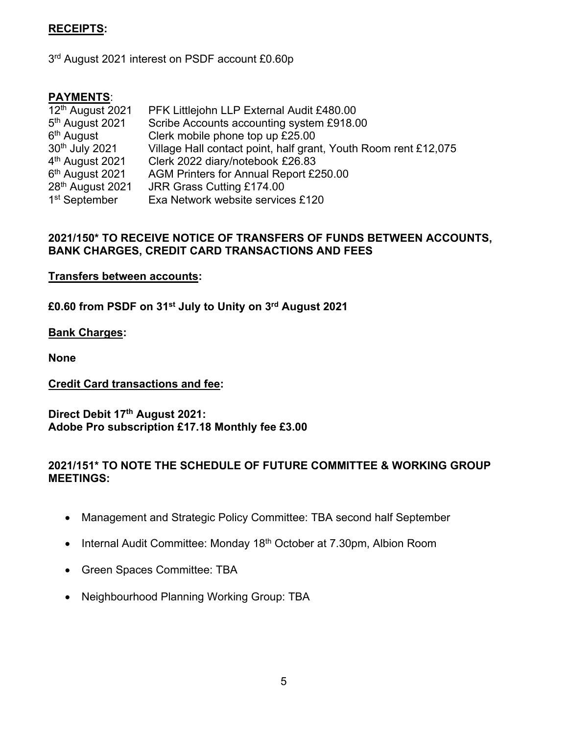**RECEIPTS:**

3rd August 2021 interest on PSDF account £0.60p

**PAYMENTS**:

| | |
|---|---|
| 12th August 2021 | PFK Littlejohn LLP External Audit £480.00 |
| 5th August 2021 | Scribe Accounts accounting system £918.00 |
| 6th August | Clerk mobile phone top up £25.00 |
| 30th July 2021 | Village Hall contact point, half grant, Youth Room rent £12,075 |
| 4th August 2021 | Clerk 2022 diary/notebook £26.83 |
| 6th August 2021 | AGM Printers for Annual Report £250.00 |
| 28th August 2021 | JRR Grass Cutting £174.00 |
| 1st September | Exa Network website services £120 |

**2021/150* TO RECEIVE NOTICE OF TRANSFERS OF FUNDS BETWEEN ACCOUNTS, BANK CHARGES, CREDIT CARD TRANSACTIONS AND FEES**

**Transfers between accounts:**

**£0.60 from PSDF on 31st July to Unity on 3rd August 2021**

**Bank Charges:**

**None**

**Credit Card transactions and fee:**

**Direct Debit 17th August 2021:**
**Adobe Pro subscription £17.18 Monthly fee £3.00**

**2021/151* TO NOTE THE SCHEDULE OF FUTURE COMMITTEE & WORKING GROUP MEETINGS:**

- Management and Strategic Policy Committee: TBA second half September
- Internal Audit Committee: Monday 18th October at 7.30pm, Albion Room
- Green Spaces Committee: TBA
- Neighbourhood Planning Working Group: TBA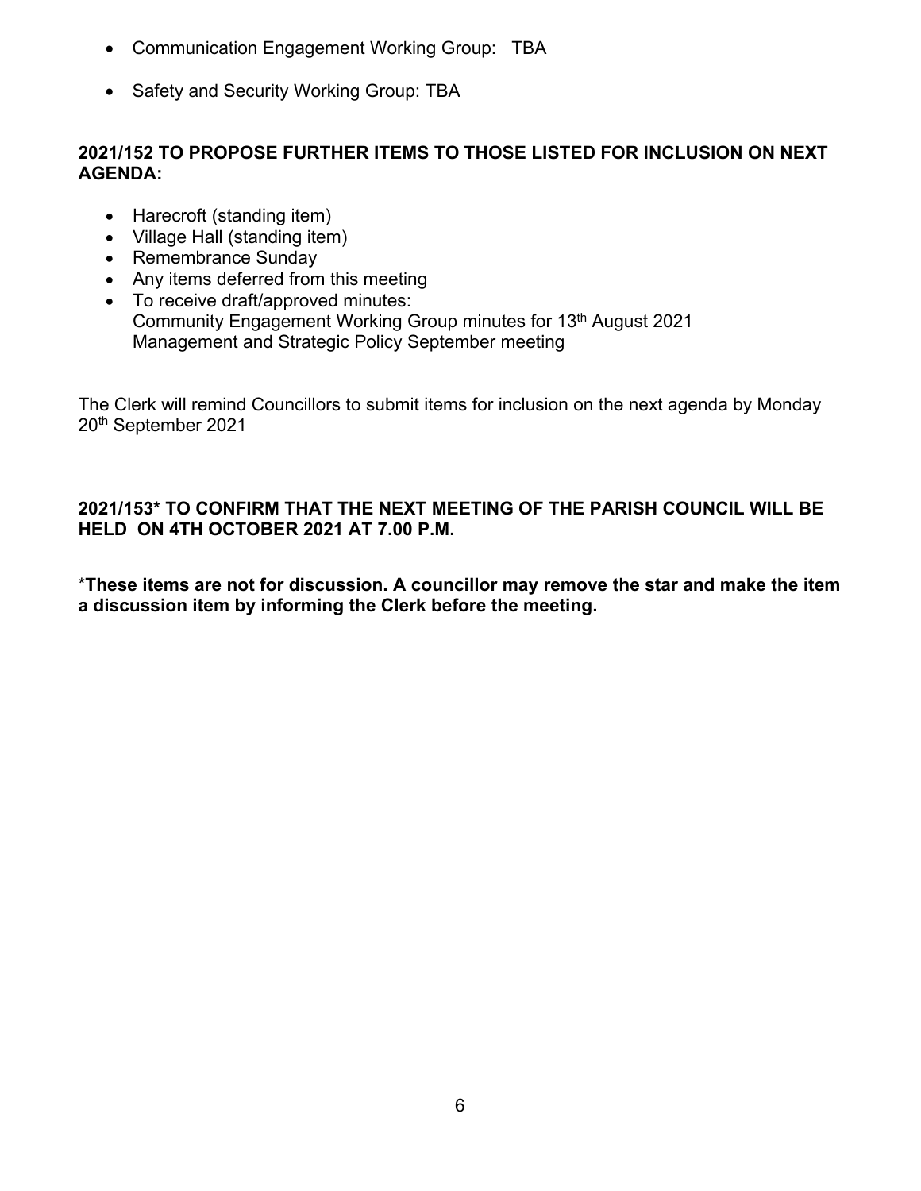- Communication Engagement Working Group: TBA
- Safety and Security Working Group: TBA

**2021/152 TO PROPOSE FURTHER ITEMS TO THOSE LISTED FOR INCLUSION ON NEXT AGENDA:**

- Harecroft (standing item)
- Village Hall (standing item)
- Remembrance Sunday
- Any items deferred from this meeting
- To receive draft/approved minutes:
  Community Engagement Working Group minutes for 13th August 2021
  Management and Strategic Policy September meeting

The Clerk will remind Councillors to submit items for inclusion on the next agenda by Monday 20th September 2021

**2021/153* TO CONFIRM THAT THE NEXT MEETING OF THE PARISH COUNCIL WILL BE HELD ON 4TH OCTOBER 2021 AT 7.00 P.M.**

***These items are not for discussion. A councillor may remove the star and make the item a discussion item by informing the Clerk before the meeting.**